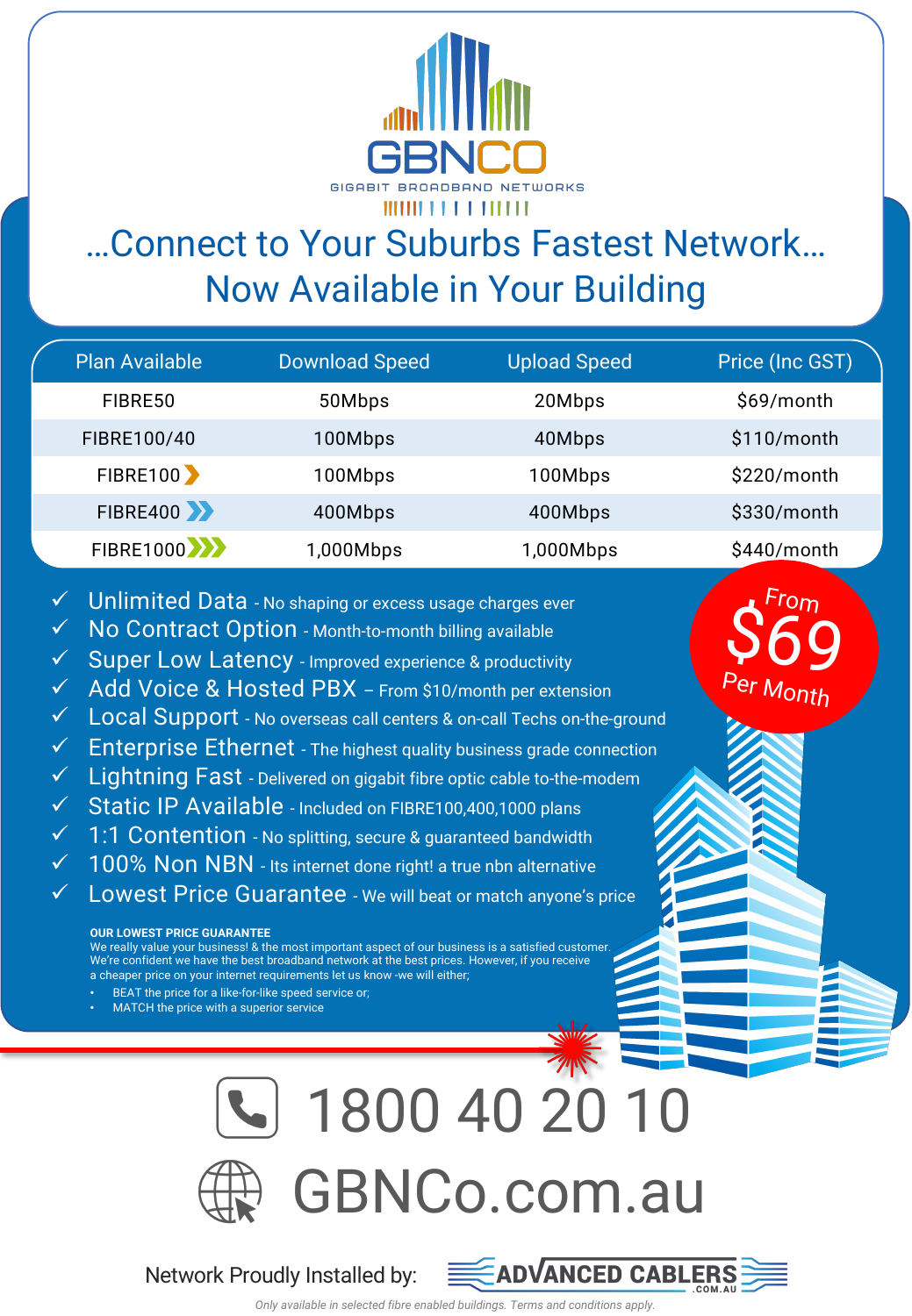# GBNCO

GIGABIT BROADBAND NETWORKS

## ...Connect to Your Suburbs Fastest Network...

## Now Available in Your Building

| Plan Available | Download Speed | Upload Speed | Price (Inc GST) |
|---|---|---|---|
| FIBRE50 | 50Mbps | 20Mbps | $69/month |
| FIBRE100/40 | 100Mbps | 40Mbps | $110/month |
| FIBRE100 | 100Mbps | 100Mbps | $220/month |
| FIBRE400 | 400Mbps | 400Mbps | $330/month |
| FIBRE1000 | 1,000Mbps | 1,000Mbps | $440/month |

**From $69 Per Month**

- ✓ Unlimited Data - No shaping or excess usage charges ever
- ✓ No Contract Option - Month-to-month billing available
- ✓ Super Low Latency - Improved experience & productivity
- ✓ Add Voice & Hosted PBX – From $10/month per extension
- ✓ Local Support - No overseas call centers & on-call Techs on-the-ground
- ✓ Enterprise Ethernet - The highest quality business grade connection
- ✓ Lightning Fast - Delivered on gigabit fibre optic cable to-the-modem
- ✓ Static IP Available - Included on FIBRE100,400,1000 plans
- ✓ 1:1 Contention - No splitting, secure & guaranteed bandwidth
- ✓ 100% Non NBN - Its internet done right! a true nbn alternative
- ✓ Lowest Price Guarantee - We will beat or match anyone's price

**OUR LOWEST PRICE GUARANTEE**

We really value your business! & the most important aspect of our business is a satisfied customer. We're confident we have the best broadband network at the best prices. However, if you receive a cheaper price on your internet requirements let us know -we will either;

- BEAT the price for a like-for-like speed service or;
- MATCH the price with a superior service

## 1800 40 20 10

## GBNCo.com.au

Network Proudly Installed by: ADVANCED CABLERS .COM.AU

*Only available in selected fibre enabled buildings. Terms and conditions apply.*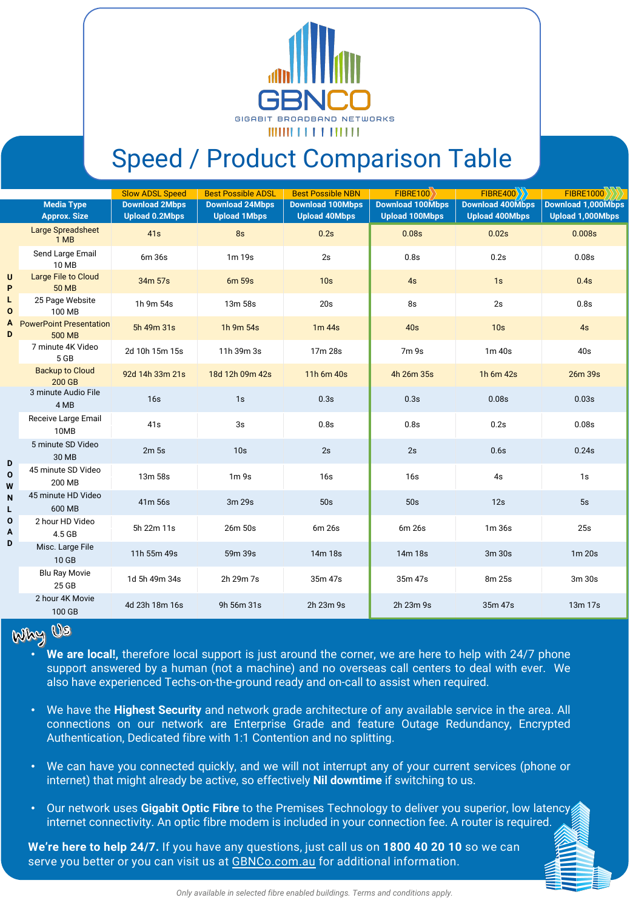GBNCO

GIGABIT BROADBAND NETWORKS

# Speed / Product Comparison Table

| | Media Type Approx. Size | Slow ADSL Speed Download 2Mbps Upload 0.2Mbps | Best Possible ADSL Download 24Mbps Upload 1Mbps | Best Possible NBN Download 100Mbps Upload 40Mbps | FIBRE100 Download 100Mbps Upload 100Mbps | FIBRE400 Download 400Mbps Upload 400Mbps | FIBRE1000 Download 1,000Mbps Upload 1,000Mbps |
|---|---|---|---|---|---|---|---|
| UPLOAD | Large Spreadsheet 1 MB | 41s | 8s | 0.2s | 0.08s | 0.02s | 0.008s |
| | Send Large Email 10 MB | 6m 36s | 1m 19s | 2s | 0.8s | 0.2s | 0.08s |
| | Large File to Cloud 50 MB | 34m 57s | 6m 59s | 10s | 4s | 1s | 0.4s |
| | 25 Page Website 100 MB | 1h 9m 54s | 13m 58s | 20s | 8s | 2s | 0.8s |
| | PowerPoint Presentation 500 MB | 5h 49m 31s | 1h 9m 54s | 1m 44s | 40s | 10s | 4s |
| | 7 minute 4K Video 5 GB | 2d 10h 15m 15s | 11h 39m 3s | 17m 28s | 7m 9s | 1m 40s | 40s |
| | Backup to Cloud 200 GB | 92d 14h 33m 21s | 18d 12h 09m 42s | 11h 6m 40s | 4h 26m 35s | 1h 6m 42s | 26m 39s |
| DOWNLOAD | 3 minute Audio File 4 MB | 16s | 1s | 0.3s | 0.3s | 0.08s | 0.03s |
| | Receive Large Email 10MB | 41s | 3s | 0.8s | 0.8s | 0.2s | 0.08s |
| | 5 minute SD Video 30 MB | 2m 5s | 10s | 2s | 2s | 0.6s | 0.24s |
| | 45 minute SD Video 200 MB | 13m 58s | 1m 9s | 16s | 16s | 4s | 1s |
| | 45 minute HD Video 600 MB | 41m 56s | 3m 29s | 50s | 50s | 12s | 5s |
| | 2 hour HD Video 4.5 GB | 5h 22m 11s | 26m 50s | 6m 26s | 6m 26s | 1m 36s | 25s |
| | Misc. Large File 10 GB | 11h 55m 49s | 59m 39s | 14m 18s | 14m 18s | 3m 30s | 1m 20s |
| | Blu Ray Movie 25 GB | 1d 5h 49m 34s | 2h 29m 7s | 35m 47s | 35m 47s | 8m 25s | 3m 30s |
| | 2 hour 4K Movie 100 GB | 4d 23h 18m 16s | 9h 56m 31s | 2h 23m 9s | 2h 23m 9s | 35m 47s | 13m 17s |

## Why Us

- **We are local!,** therefore local support is just around the corner, we are here to help with 24/7 phone support answered by a human (not a machine) and no overseas call centers to deal with ever. We also have experienced Techs-on-the-ground ready and on-call to assist when required.
- We have the **Highest Security** and network grade architecture of any available service in the area. All connections on our network are Enterprise Grade and feature Outage Redundancy, Encrypted Authentication, Dedicated fibre with 1:1 Contention and no splitting.
- We can have you connected quickly, and we will not interrupt any of your current services (phone or internet) that might already be active, so effectively **Nil downtime** if switching to us.
- Our network uses **Gigabit Optic Fibre** to the Premises Technology to deliver you superior, low latency internet connectivity. An optic fibre modem is included in your connection fee. A router is required.

**We're here to help 24/7.** If you have any questions, just call us on **1800 40 20 10** so we can serve you better or you can visit us at GBNCo.com.au for additional information.

*Only available in selected fibre enabled buildings. Terms and conditions apply.*